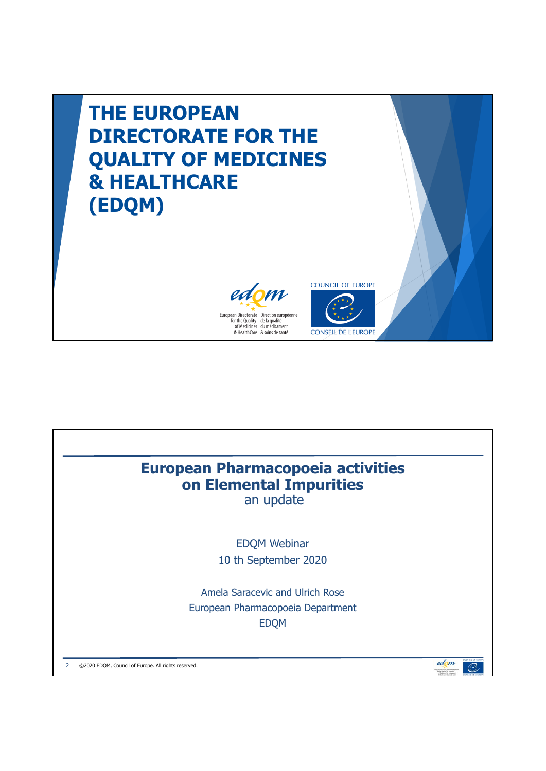# THE EUROPEAN DIRECTORATE FOR THE QUALITY OF MEDICINES & HEALTHCARE (EDQM)

European Directorate for the Quality of Medicines & HealthCare | Direction européenne de la qualité du médicament & soins de santé

COUNCIL OF EUROPE

CONSEIL DE L'EUROPE

---

## European Pharmacopoeia activities on Elemental Impurities

an update

EDQM Webinar

10 th September 2020

Amela Saracevic and Ulrich Rose

European Pharmacopoeia Department

EDQM

©2020 EDQM, Council of Europe. All rights reserved.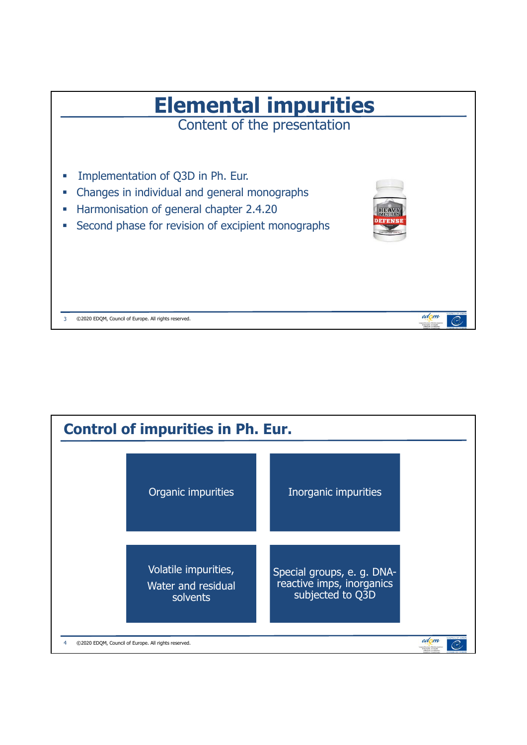# Elemental impurities

## Content of the presentation

- Implementation of Q3D in Ph. Eur.
- Changes in individual and general monographs
- Harmonisation of general chapter 2.4.20
- Second phase for revision of excipient monographs

# Control of impurities in Ph. Eur.

- Organic impurities
- Inorganic impurities
- Volatile impurities, Water and residual solvents
- Special groups, e. g. DNA-reactive imps, inorganics subjected to Q3D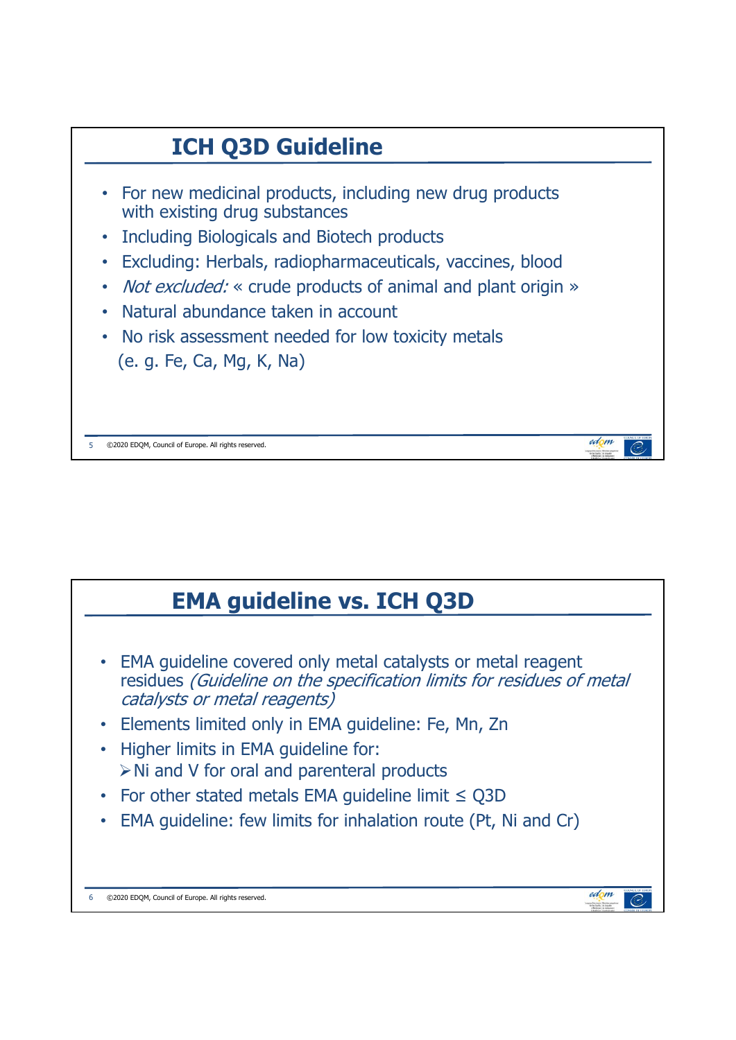## ICH Q3D Guideline

- For new medicinal products, including new drug products with existing drug substances
- Including Biologicals and Biotech products
- Excluding: Herbals, radiopharmaceuticals, vaccines, blood
- *Not excluded:* « crude products of animal and plant origin »
- Natural abundance taken in account
- No risk assessment needed for low toxicity metals (e. g. Fe, Ca, Mg, K, Na)

## EMA guideline vs. ICH Q3D

- EMA guideline covered only metal catalysts or metal reagent residues *(Guideline on the specification limits for residues of metal catalysts or metal reagents)*
- Elements limited only in EMA guideline: Fe, Mn, Zn
- Higher limits in EMA guideline for:
  - Ni and V for oral and parenteral products
- For other stated metals EMA guideline limit ≤ Q3D
- EMA guideline: few limits for inhalation route (Pt, Ni and Cr)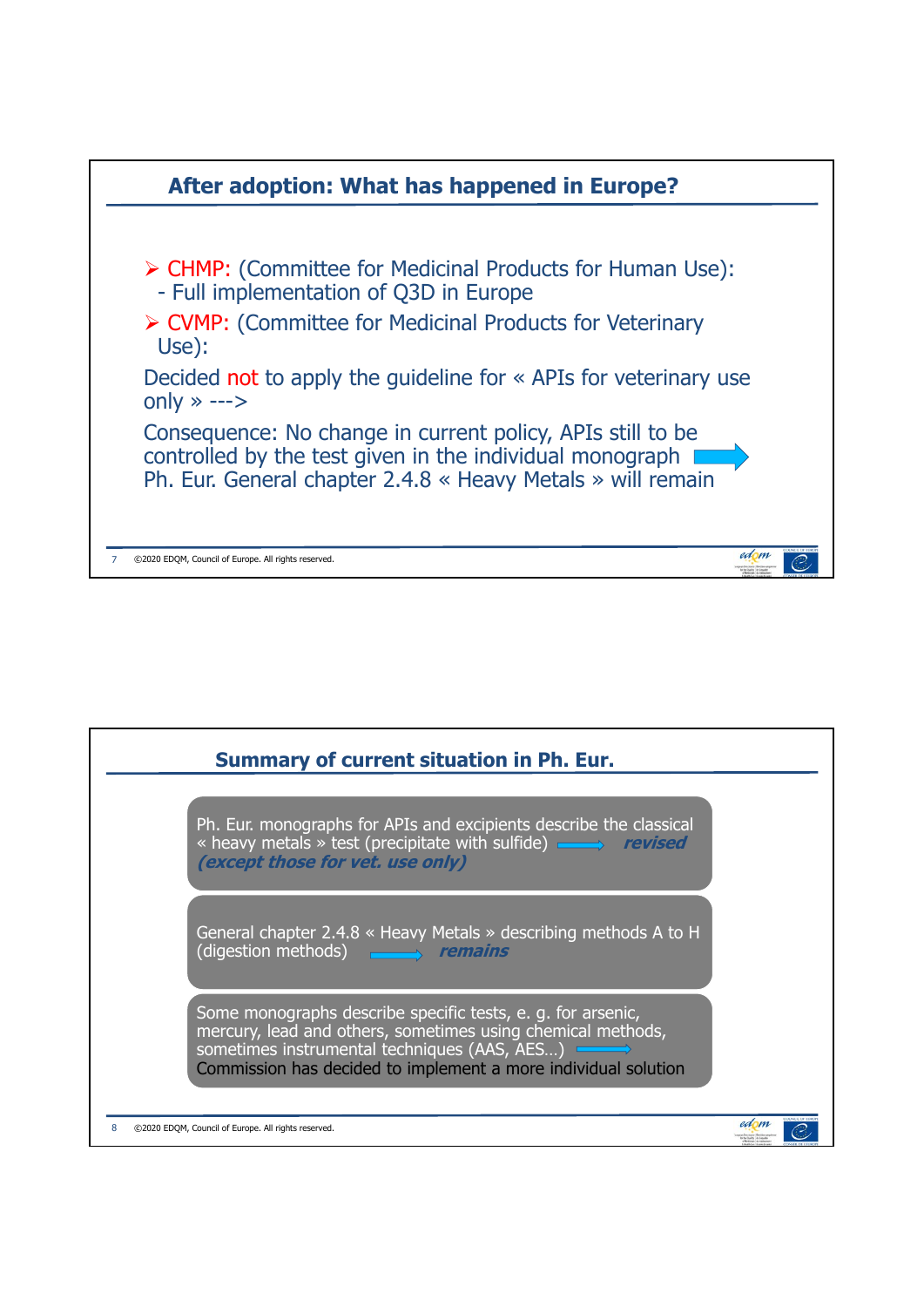## After adoption: What has happened in Europe?

- CHMP: (Committee for Medicinal Products for Human Use):
  - Full implementation of Q3D in Europe
- CVMP: (Committee for Medicinal Products for Veterinary Use):

Decided not to apply the guideline for « APIs for veterinary use only » --->

Consequence: No change in current policy, APIs still to be controlled by the test given in the individual monograph → Ph. Eur. General chapter 2.4.8 « Heavy Metals » will remain

## Summary of current situation in Ph. Eur.

Ph. Eur. monographs for APIs and excipients describe the classical « heavy metals » test (precipitate with sulfide) → ***revised*** ***(except those for vet. use only)***

General chapter 2.4.8 « Heavy Metals » describing methods A to H (digestion methods) → ***remains***

Some monographs describe specific tests, e. g. for arsenic, mercury, lead and others, sometimes using chemical methods, sometimes instrumental techniques (AAS, AES…) → Commission has decided to implement a more individual solution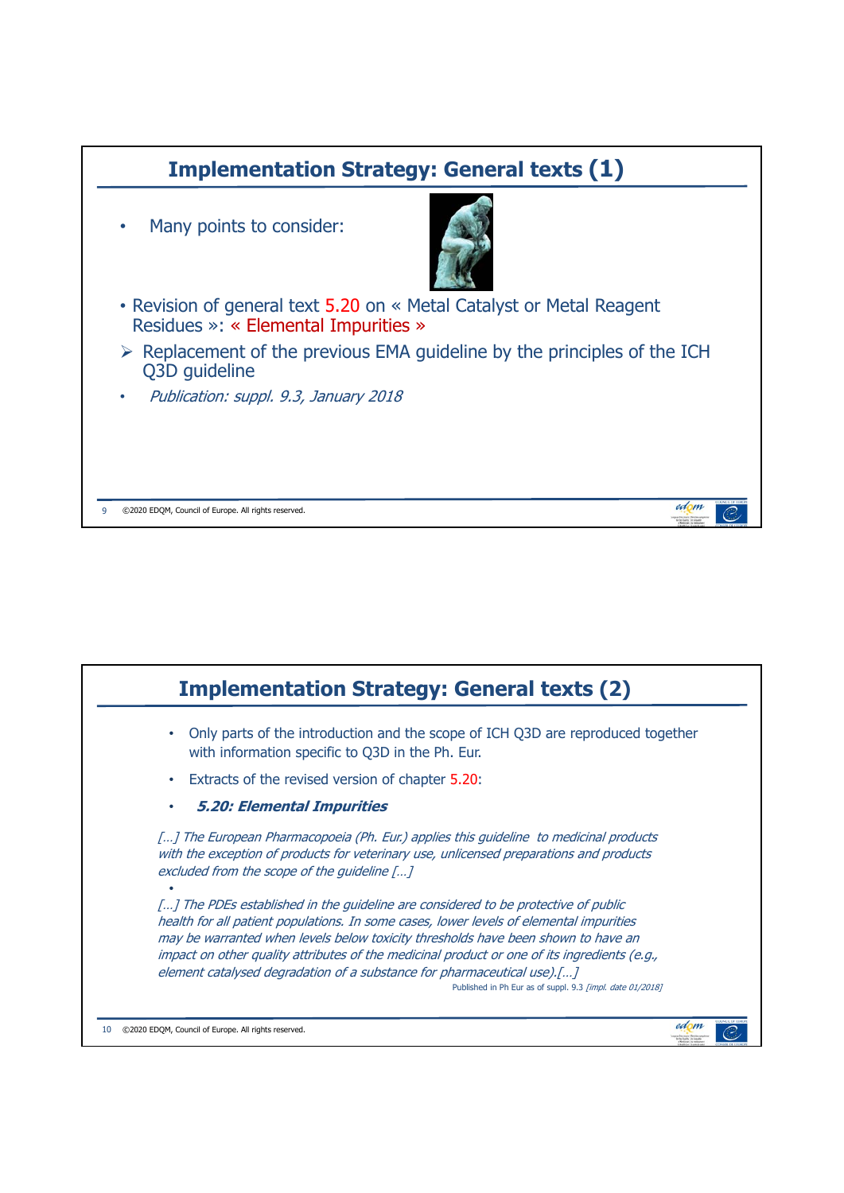## Implementation Strategy: General texts (1)

- Many points to consider:

- Revision of general text 5.20 on « Metal Catalyst or Metal Reagent Residues »: « Elemental Impurities »

➢ Replacement of the previous EMA guideline by the principles of the ICH Q3D guideline

- *Publication: suppl. 9.3, January 2018*

## Implementation Strategy: General texts (2)

- Only parts of the introduction and the scope of ICH Q3D are reproduced together with information specific to Q3D in the Ph. Eur.
- Extracts of the revised version of chapter 5.20:
- ***5.20: Elemental Impurities***

*[…] The European Pharmacopoeia (Ph. Eur.) applies this guideline to medicinal products with the exception of products for veterinary use, unlicensed preparations and products excluded from the scope of the guideline […]*

*[…] The PDEs established in the guideline are considered to be protective of public health for all patient populations. In some cases, lower levels of elemental impurities may be warranted when levels below toxicity thresholds have been shown to have an impact on other quality attributes of the medicinal product or one of its ingredients (e.g., element catalysed degradation of a substance for pharmaceutical use).[…]*

Published in Ph Eur as of suppl. 9.3 *[impl. date 01/2018]*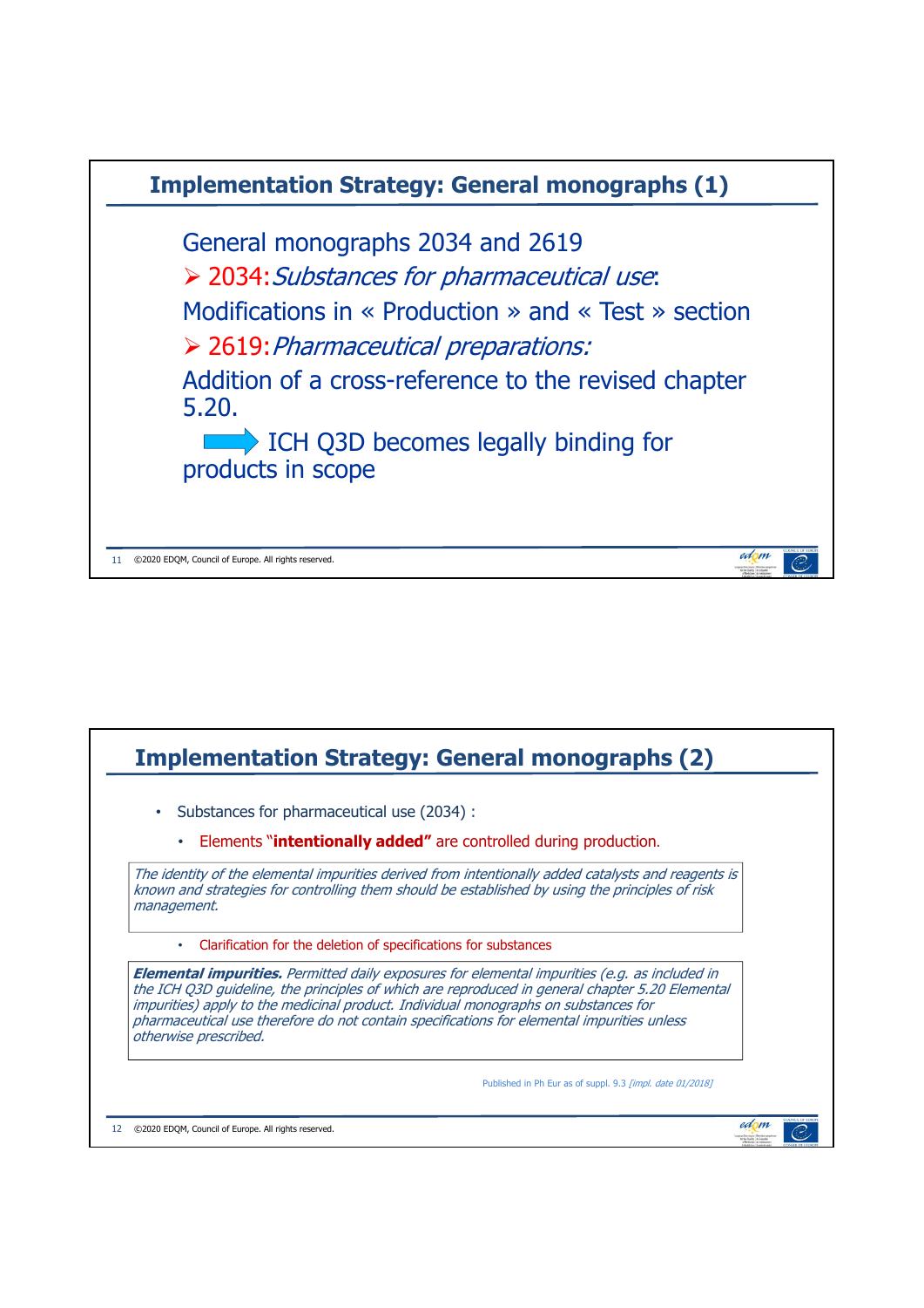## Implementation Strategy: General monographs (1)

General monographs 2034 and 2619

- 2034: *Substances for pharmaceutical use*:

Modifications in « Production » and « Test » section

- 2619: *Pharmaceutical preparations:*

Addition of a cross-reference to the revised chapter 5.20.

➡ ICH Q3D becomes legally binding for products in scope

## Implementation Strategy: General monographs (2)

- Substances for pharmaceutical use (2034) :
  - Elements **"intentionally added"** are controlled during production.

*The identity of the elemental impurities derived from intentionally added catalysts and reagents is known and strategies for controlling them should be established by using the principles of risk management.*

  - Clarification for the deletion of specifications for substances

***Elemental impurities.*** *Permitted daily exposures for elemental impurities (e.g. as included in the ICH Q3D guideline, the principles of which are reproduced in general chapter 5.20 Elemental impurities) apply to the medicinal product. Individual monographs on substances for pharmaceutical use therefore do not contain specifications for elemental impurities unless otherwise prescribed.*

Published in Ph Eur as of suppl. 9.3 *[impl. date 01/2018]*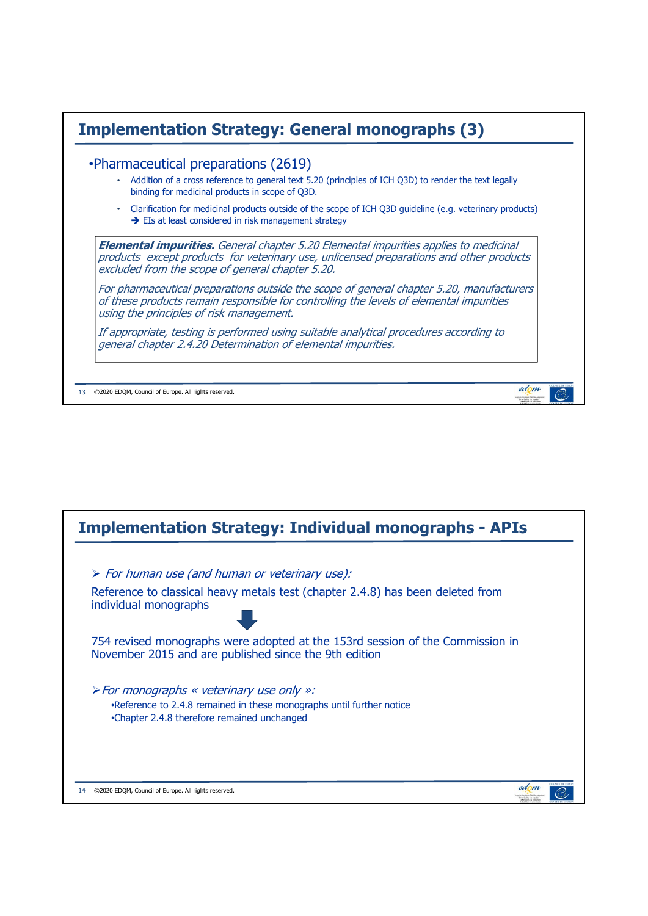## Implementation Strategy: General monographs (3)

- Pharmaceutical preparations (2619)
  - Addition of a cross reference to general text 5.20 (principles of ICH Q3D) to render the text legally binding for medicinal products in scope of Q3D.
  - Clarification for medicinal products outside of the scope of ICH Q3D guideline (e.g. veterinary products) ➔ EIs at least considered in risk management strategy

> ***Elemental impurities.*** *General chapter 5.20 Elemental impurities applies to medicinal products except products for veterinary use, unlicensed preparations and other products excluded from the scope of general chapter 5.20.*
>
> *For pharmaceutical preparations outside the scope of general chapter 5.20, manufacturers of these products remain responsible for controlling the levels of elemental impurities using the principles of risk management.*
>
> *If appropriate, testing is performed using suitable analytical procedures according to general chapter 2.4.20 Determination of elemental impurities.*

## Implementation Strategy: Individual monographs - APIs

➢ *For human use (and human or veterinary use):*

Reference to classical heavy metals test (chapter 2.4.8) has been deleted from individual monographs

⬇

754 revised monographs were adopted at the 153rd session of the Commission in November 2015 and are published since the 9th edition

➢ *For monographs « veterinary use only »:*

- Reference to 2.4.8 remained in these monographs until further notice
- Chapter 2.4.8 therefore remained unchanged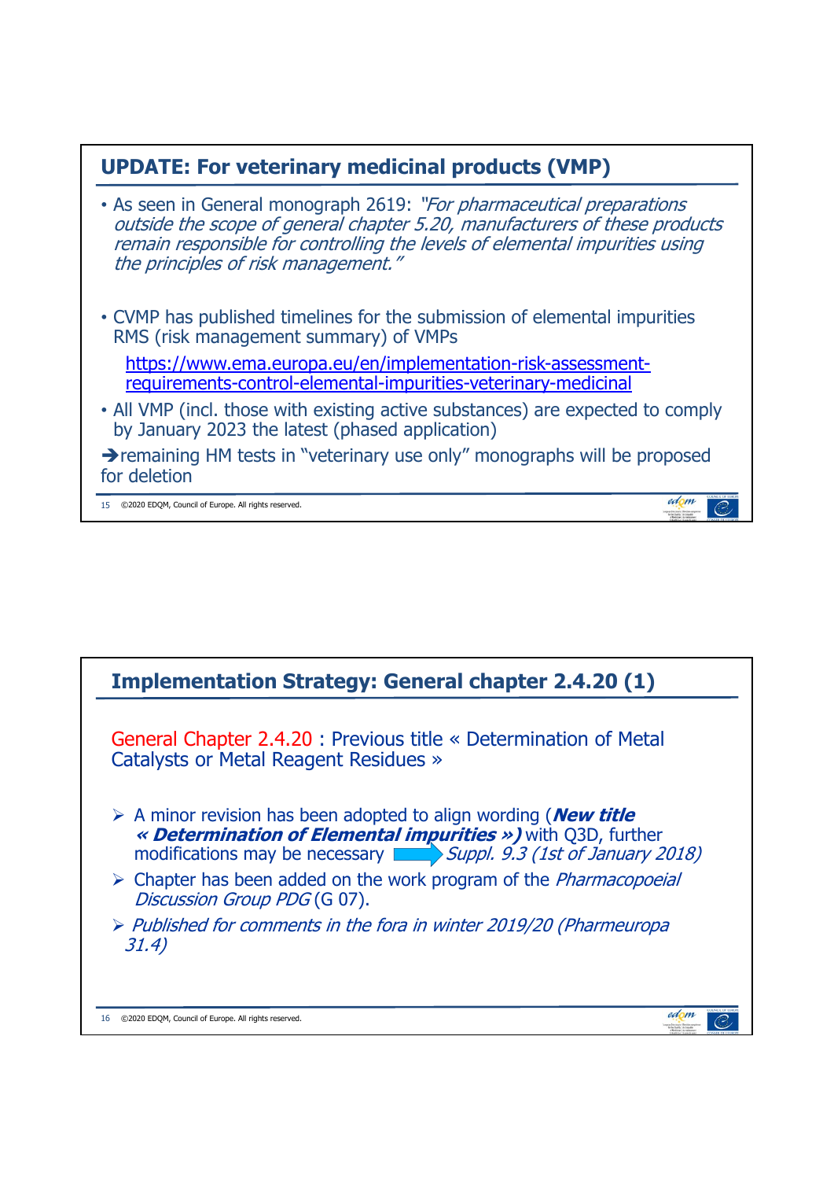## UPDATE: For veterinary medicinal products (VMP)

- As seen in General monograph 2619: *"For pharmaceutical preparations outside the scope of general chapter 5.20, manufacturers of these products remain responsible for controlling the levels of elemental impurities using the principles of risk management."*
- CVMP has published timelines for the submission of elemental impurities RMS (risk management summary) of VMPs

  https://www.ema.europa.eu/en/implementation-risk-assessment-requirements-control-elemental-impurities-veterinary-medicinal
- All VMP (incl. those with existing active substances) are expected to comply by January 2023 the latest (phased application)

➔remaining HM tests in "veterinary use only" monographs will be proposed for deletion

## Implementation Strategy: General chapter 2.4.20 (1)

General Chapter 2.4.20 : Previous title « Determination of Metal Catalysts or Metal Reagent Residues »

- A minor revision has been adopted to align wording (***New title « Determination of Elemental impurities »)*** with Q3D, further modifications may be necessary ➔ *Suppl. 9.3 (1st of January 2018)*
- Chapter has been added on the work program of the *Pharmacopoeial Discussion Group PDG* (G 07).
- *Published for comments in the fora in winter 2019/20 (Pharmeuropa 31.4)*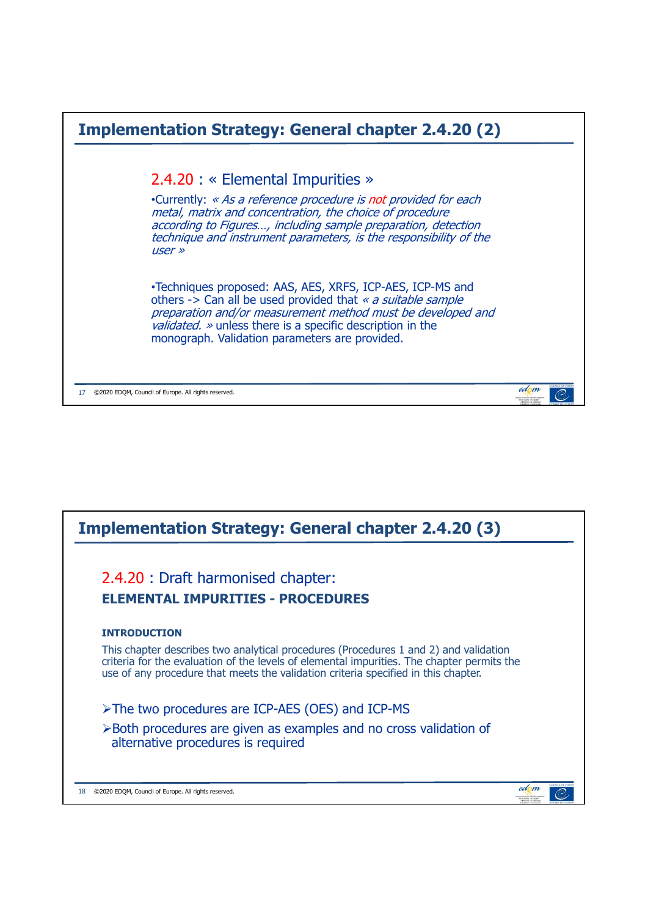## Implementation Strategy: General chapter 2.4.20 (2)

### 2.4.20 : « Elemental Impurities »

•Currently: *« As a reference procedure is not provided for each metal, matrix and concentration, the choice of procedure according to Figures…, including sample preparation, detection technique and instrument parameters, is the responsibility of the user »*

•Techniques proposed: AAS, AES, XRFS, ICP-AES, ICP-MS and others -> Can all be used provided that *« a suitable sample preparation and/or measurement method must be developed and validated. »* unless there is a specific description in the monograph. Validation parameters are provided.

## Implementation Strategy: General chapter 2.4.20 (3)

### 2.4.20 : Draft harmonised chapter:

**ELEMENTAL IMPURITIES - PROCEDURES**

**INTRODUCTION**

This chapter describes two analytical procedures (Procedures 1 and 2) and validation criteria for the evaluation of the levels of elemental impurities. The chapter permits the use of any procedure that meets the validation criteria specified in this chapter.

- The two procedures are ICP-AES (OES) and ICP-MS
- Both procedures are given as examples and no cross validation of alternative procedures is required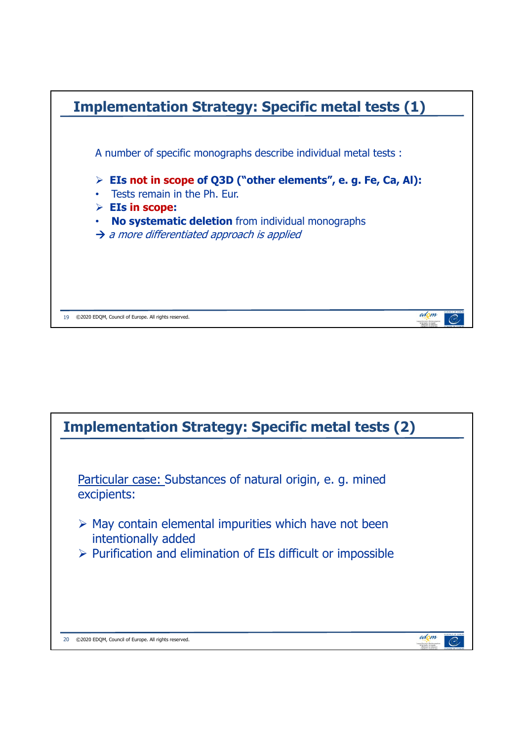## Implementation Strategy: Specific metal tests (1)

A number of specific monographs describe individual metal tests :

- **EIs not in scope of Q3D ("other elements", e. g. Fe, Ca, Al):**
  - Tests remain in the Ph. Eur.
- **EIs in scope:**
  - **No systematic deletion** from individual monographs

→ *a more differentiated approach is applied*

## Implementation Strategy: Specific metal tests (2)

Particular case: Substances of natural origin, e. g. mined excipients:

- May contain elemental impurities which have not been intentionally added
- Purification and elimination of EIs difficult or impossible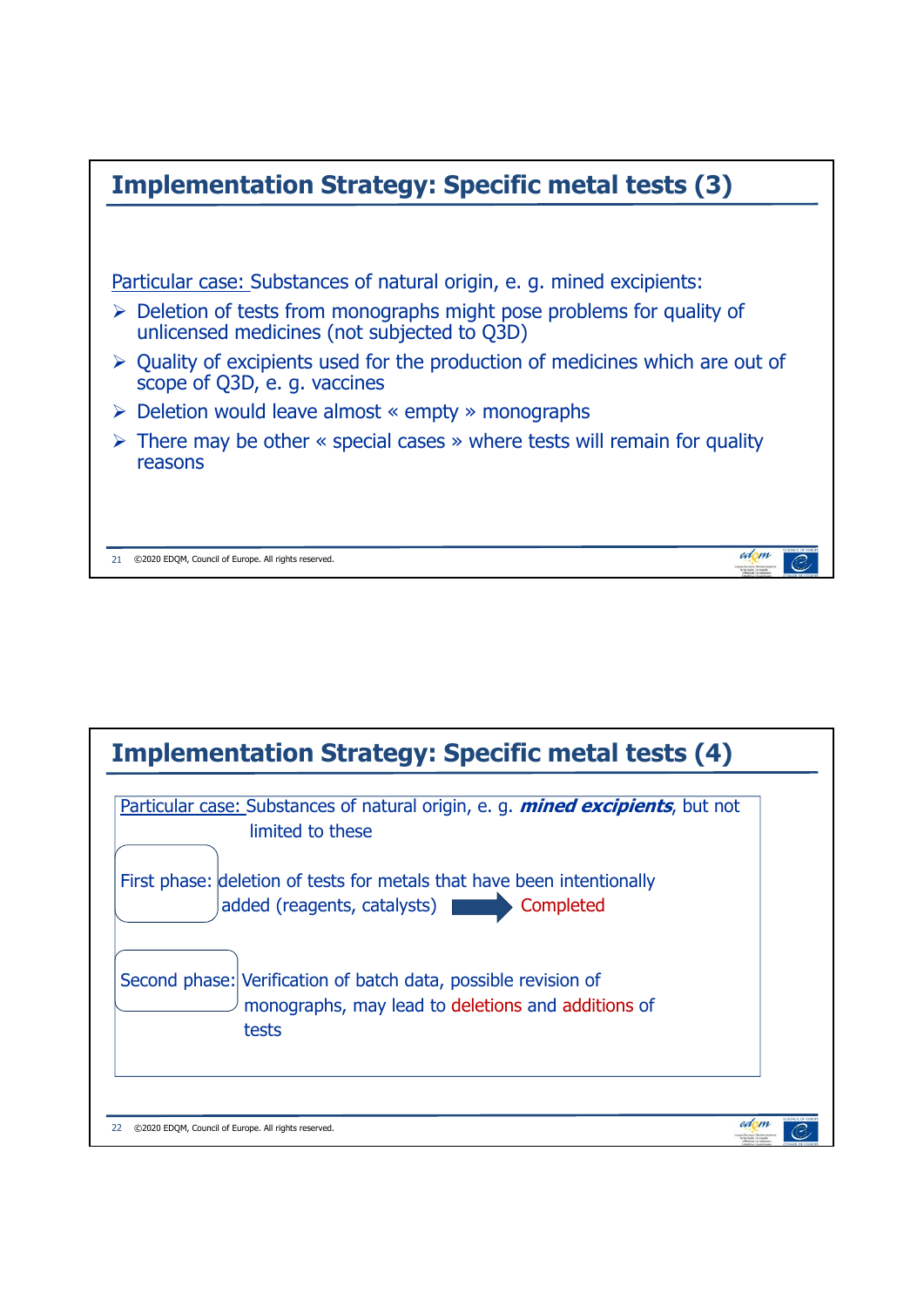## Implementation Strategy: Specific metal tests (3)

Particular case: Substances of natural origin, e. g. mined excipients:

- Deletion of tests from monographs might pose problems for quality of unlicensed medicines (not subjected to Q3D)
- Quality of excipients used for the production of medicines which are out of scope of Q3D, e. g. vaccines
- Deletion would leave almost « empty » monographs
- There may be other « special cases » where tests will remain for quality reasons

## Implementation Strategy: Specific metal tests (4)

Particular case: Substances of natural origin, e. g. ***mined excipients***, but not limited to these

First phase: deletion of tests for metals that have been intentionally added (reagents, catalysts) → Completed

Second phase: Verification of batch data, possible revision of monographs, may lead to deletions and additions of tests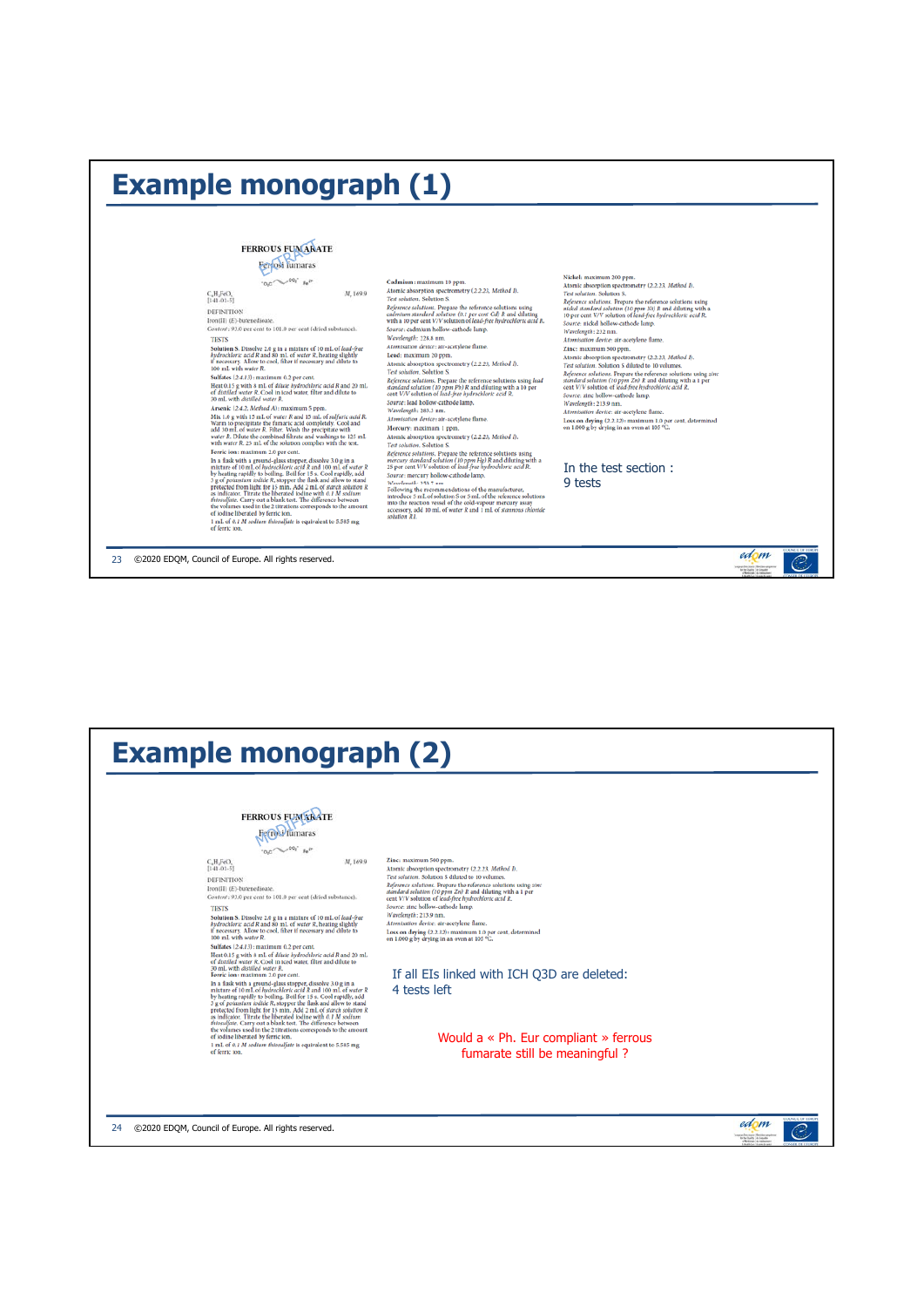# Example monograph (1)

**FERROUS FUMARATE**

*Ferrosi fumaras*

EXTRACT

$C_4H_2FeO_4$ $M_r$ 169.9

[141-01-5]

DEFINITION

Iron(II) (*E*)-butenedioate.

*Content*: 93.0 per cent to 101.0 per cent (dried substance).

TESTS

**Solution S.** Dissolve 2.0 g in a mixture of 10 mL of *lead-free hydrochloric acid R* and 80 mL of *water R*, heating slightly if necessary. Allow to cool, filter if necessary and dilute to 100 mL with *water R*.

**Sulfates** (2.4.13): maximum 0.2 per cent.

Heat 0.15 g with 8 mL of *dilute hydrochloric acid R* and 20 mL of *distilled water R*. Cool in iced water, filter and dilute to 30 mL with *distilled water R*.

**Arsenic** (2.4.2, *Method A*): maximum 5 ppm.

Mix 1.0 g with 15 mL of *water R* and 15 mL of *sulfuric acid R*. Warm to precipitate the fumaric acid completely. Cool and add 30 mL of *water R*. Filter. Wash the precipitate with *water R*. Dilute the combined filtrate and washings to 125 mL with *water R*. 25 mL of the solution complies with the test.

**Ferric ion**: maximum 2.0 per cent.

In a flask with a ground-glass stopper, dissolve 3.0 g in a mixture of 10 mL of *hydrochloric acid R* and 100 mL of *water R* by heating rapidly to boiling. Boil for 15 s. Cool rapidly, add 3 g of *potassium iodide R*, stopper the flask and allow to stand protected from light for 15 min. Add 2 mL of *starch solution R* as indicator. Titrate the liberated iodine with *0.1 M sodium thiosulfate*. Carry out a blank test. The difference between the volumes used in the 2 titrations corresponds to the amount of iodine liberated by ferric ion.

1 mL of *0.1 M sodium thiosulfate* is equivalent to 5.585 mg of ferric ion.

**Cadmium**: maximum 10 ppm.

Atomic absorption spectrometry (2.2.23, *Method I*).

*Test solution*. Solution S.

*Reference solutions*. Prepare the reference solutions using *cadmium standard solution (0.1 per cent Cd) R* and diluting with a 10 per cent V/V solution of *lead-free hydrochloric acid R*.

*Source*: cadmium hollow-cathode lamp.

*Wavelength*: 228.8 nm.

*Atomisation device*: air-acetylene flame.

**Lead**: maximum 20 ppm.

Atomic absorption spectrometry (2.2.23, *Method I*).

*Test solution*. Solution S.

*Reference solutions*. Prepare the reference solutions using *lead standard solution (10 ppm Pb) R* and diluting with a 10 per cent V/V solution of *lead-free hydrochloric acid R*.

*Source*: lead hollow-cathode lamp.

*Wavelength*: 283.3 nm.

*Atomisation device*: air-acetylene flame.

**Mercury**: maximum 1 ppm.

Atomic absorption spectrometry (2.2.23, *Method I*).

*Test solution*. Solution S.

*Reference solutions*. Prepare the reference solutions using *mercury standard solution (10 ppm Hg) R* and diluting with a 25 per cent V/V solution of *lead-free hydrochloric acid R*.

*Source*: mercury hollow-cathode lamp.

*Wavelength*: 253.7 nm.

Following the recommendations of the manufacturer, introduce 5 mL of solution S or 5 mL of the reference solutions into the reaction vessel of the cold-vapour mercury assay accessory, add 10 mL of *water R* and 1 mL of *stannous chloride solution R1*.

**Nickel**: maximum 200 ppm.

Atomic absorption spectrometry (2.2.23, *Method I*).

*Test solution*. Solution S.

*Reference solutions*. Prepare the reference solutions using *nickel standard solution (10 ppm Ni) R* and diluting with a 10 per cent V/V solution of *lead-free hydrochloric acid R*.

*Source*: nickel hollow-cathode lamp.

*Wavelength*: 232 nm.

*Atomisation device*: air-acetylene flame.

**Zinc**: maximum 500 ppm.

Atomic absorption spectrometry (2.2.23, *Method I*).

*Test solution*. Solution S diluted to 10 volumes.

*Reference solutions*. Prepare the reference solutions using *zinc standard solution (10 ppm Zn) R* and diluting with a 1 per cent V/V solution of *lead-free hydrochloric acid R*.

*Source*: zinc hollow-cathode lamp.

*Wavelength*: 213.9 nm.

*Atomisation device*: air-acetylene flame.

**Loss on drying** (2.2.32): maximum 1.0 per cent, determined on 1.000 g by drying in an oven at 105 °C.

In the test section : 9 tests

©2020 EDQM, Council of Europe. All rights reserved.

# Example monograph (2)

**FERROUS FUMARATE**

*Ferrosi fumaras*

MODIFIED

$C_4H_2FeO_4$ $M_r$ 169.9

[141-01-5]

DEFINITION

Iron(II) (*E*)-butenedioate.

*Content*: 93.0 per cent to 101.0 per cent (dried substance).

TESTS

**Solution S.** Dissolve 2.0 g in a mixture of 10 mL of *lead-free hydrochloric acid R* and 80 mL of *water R*, heating slightly if necessary. Allow to cool, filter if necessary and dilute to 100 mL with *water R*.

**Sulfates** (2.4.13): maximum 0.2 per cent.

Heat 0.15 g with 8 mL of *dilute hydrochloric acid R* and 20 mL of *distilled water R*. Cool in iced water, filter and dilute to 30 mL with *distilled water R*.

**Ferric ion**: maximum 2.0 per cent.

In a flask with a ground-glass stopper, dissolve 3.0 g in a mixture of 10 mL of *hydrochloric acid R* and 100 mL of *water R* by heating rapidly to boiling. Boil for 15 s. Cool rapidly, add 3 g of *potassium iodide R*, stopper the flask and allow to stand protected from light for 15 min. Add 2 mL of *starch solution R* as indicator. Titrate the liberated iodine with *0.1 M sodium thiosulfate*. Carry out a blank test. The difference between the volumes used in the 2 titrations corresponds to the amount of iodine liberated by ferric ion.

1 mL of *0.1 M sodium thiosulfate* is equivalent to 5.585 mg of ferric ion.

**Zinc**: maximum 500 ppm.

Atomic absorption spectrometry (2.2.23, *Method I*).

*Test solution*. Solution S diluted to 10 volumes.

*Reference solutions*. Prepare the reference solutions using *zinc standard solution (10 ppm Zn) R* and diluting with a 1 per cent V/V solution of *lead-free hydrochloric acid R*.

*Source*: zinc hollow-cathode lamp.

*Wavelength*: 213.9 nm.

*Atomisation device*: air-acetylene flame.

**Loss on drying** (2.2.32): maximum 1.0 per cent, determined on 1.000 g by drying in an oven at 105 °C.

If all EIs linked with ICH Q3D are deleted: 4 tests left

Would a « Ph. Eur compliant » ferrous fumarate still be meaningful ?

©2020 EDQM, Council of Europe. All rights reserved.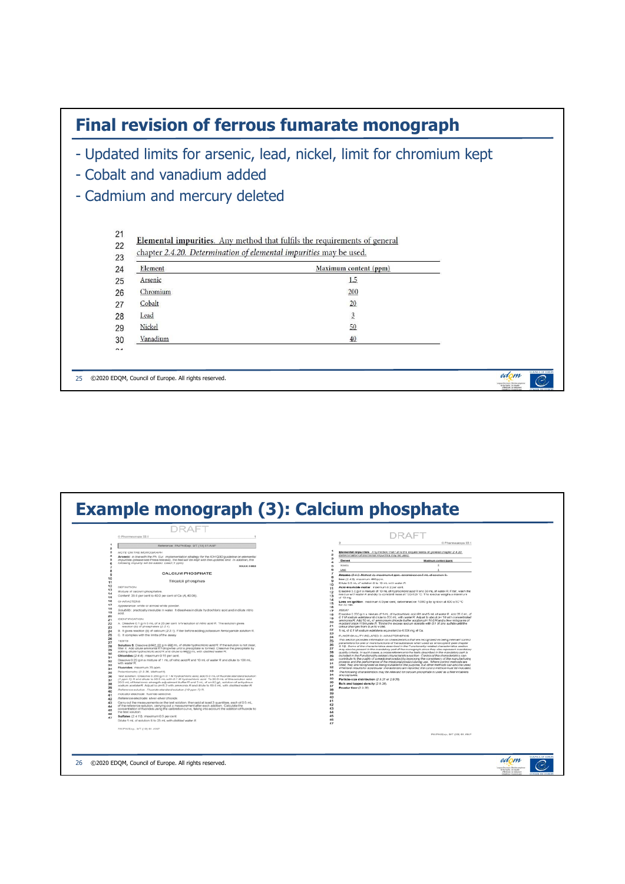# Final revision of ferrous fumarate monograph

- Updated limits for arsenic, lead, nickel, limit for chromium kept
- Cobalt and vanadium added
- Cadmium and mercury deleted

Elemental impurities. Any method that fulfils the requirements of general chapter *2.4.20. Determination of elemental impurities* may be used.

| Element | Maximum content (ppm) |
|---|---|
| Arsenic | 1.5 |
| Chromium | 200 |
| Cobalt | 20 |
| Lead | 3 |
| Nickel | 50 |
| Vanadium | 40 |

©2020 EDQM, Council of Europe. All rights reserved.

# Example monograph (3): Calcium phosphate

©2020 EDQM, Council of Europe. All rights reserved.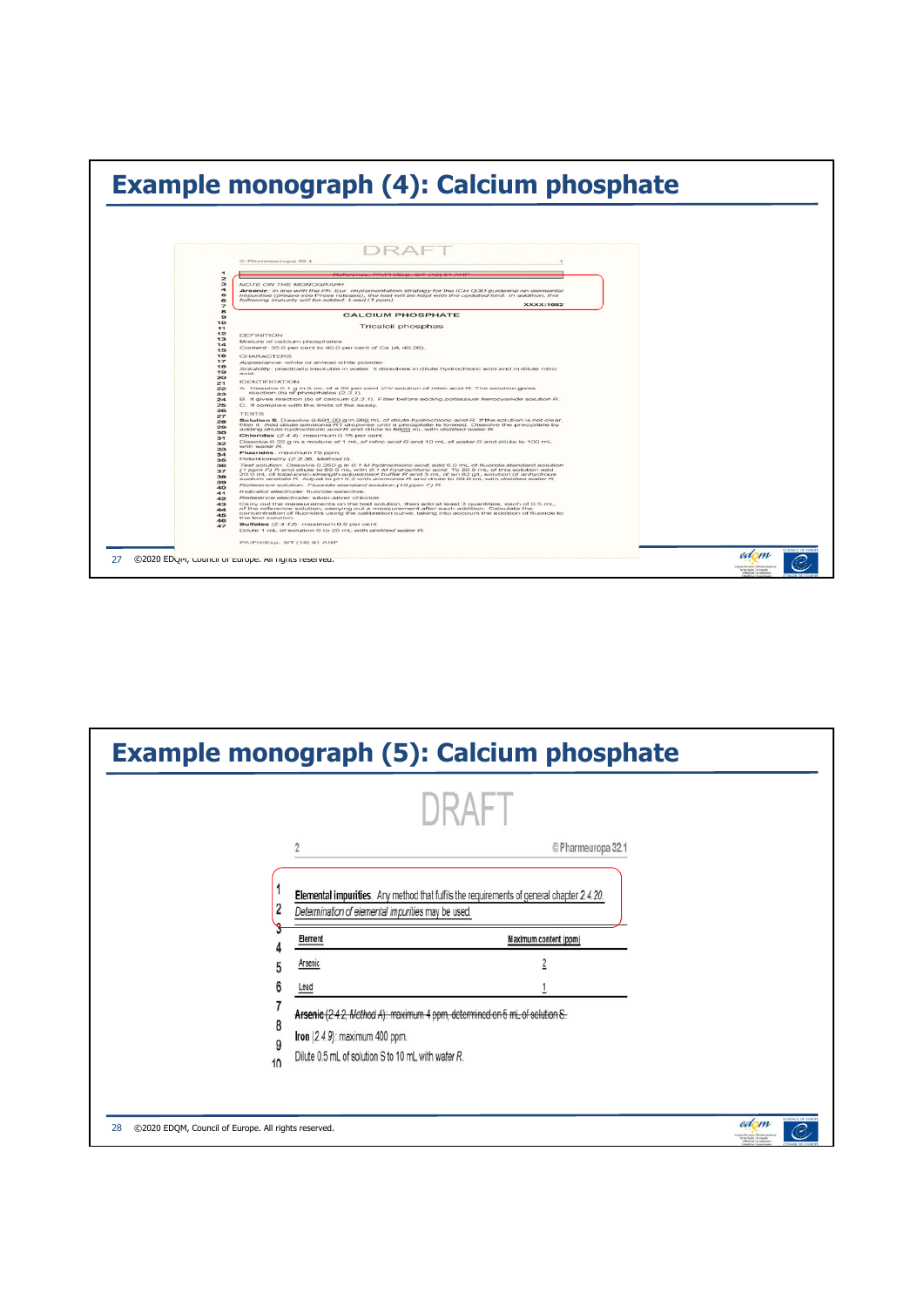# Example monograph (4): Calcium phosphate

DRAFT

© Pharmeuropa 32.1

Reference: PA/PH/Exp. 8/T (19) 61 ANP

NOTE ON THE MONOGRAPH

**Arsenic**: in line with the Ph. Eur. implementation strategy for the ICH Q3D guideline on elemental impurities (please see Press release), the test will be kept with the updated limit. In addition, the following impurity will be added: Lead (1 ppm).

XXXX:1052

CALCIUM PHOSPHATE

Tricalcii phosphas

DEFINITION

Mixture of calcium phosphates.

*Content*: 35.0 per cent to 40.0 per cent of Ca ($A_r$ 40.08).

CHARACTERS

*Appearance*: white or almost white powder.

*Solubility*: practically insoluble in water. It dissolves in dilute hydrochloric acid and in dilute nitric acid.

IDENTIFICATION

A. Dissolve 0.1 g in 5 mL of a 25 per cent V/V solution of *nitric acid R*. The solution gives reaction (b) of phosphates (2.3.1).

B. It gives reaction (b) of calcium (2.3.1). Filter before adding *potassium ferrocyanide solution R*.

C. It complies with the limits of the assay.

TESTS

**Solution S**. Dissolve 0.50 1.00 g in 20 mL of *dilute hydrochloric acid R*. If the solution is not clear, filter it. Add *dilute ammonia R1* dropwise until a precipitate is formed. Dissolve the precipitate by adding *dilute hydrochloric acid R* and dilute to 50 20 mL with *distilled water R*.

**Chlorides** (2.4.4): maximum 0.15 per cent.

Dissolve 0.22 g in a mixture of 1 mL of *nitric acid R* and 10 mL of *water R* and dilute to 100 mL with *water R*.

**Fluorides**: maximum 75 ppm.

Potentiometry (2.2.36, Method II).

*Test solution*. Dissolve 0.250 g in 0.1 M hydrochloric acid, add 5.0 mL of fluoride standard solution (1 ppm F) R and dilute to 50.0 mL with 0.1 M hydrochloric acid. To 20.0 mL of this solution add 20.0 mL of total-ionic-strength-adjustment buffer R and 3 mL of an 82 g/L solution of anhydrous sodium acetate R. Adjust to pH 5.2 with ammonia R and dilute to 50.0 mL with distilled water R.

*Reference solution*. Fluoride standard solution (10 ppm F) R.

*Indicator electrode*: fluoride-selective.

*Reference electrode*: silver-silver chloride.

Carry out the measurements on the test solution, then add at least 3 quantities, each of 0.5 mL, of the reference solution, carrying out a measurement after each addition. Calculate the concentration of fluorides using the calibration curve, taking into account the addition of fluoride to the test solution.

**Sulfates** (2.4.13): maximum 0.5 per cent.

Dilute 1 mL of solution S to 20 mL with *distilled water R*.

PA/PH/Exp. 8/T (19) 61 ANP

# Example monograph (5): Calcium phosphate

DRAFT

© Pharmeuropa 32.1

**Elemental impurities**. Any method that fulfils the requirements of general chapter 2.4.20. *Determination of elemental impurities* may be used.

| Element | Maximum content (ppm) |
|---|---|
| Arsenic | 2 |
| Lead | 1 |

~~**Arsenic** (2.4.2, Method A): maximum 4 ppm, determined on 5 mL of solution S.~~

**Iron** (2.4.9): maximum 400 ppm.

Dilute 0.5 mL of solution S to 10 mL with *water R*.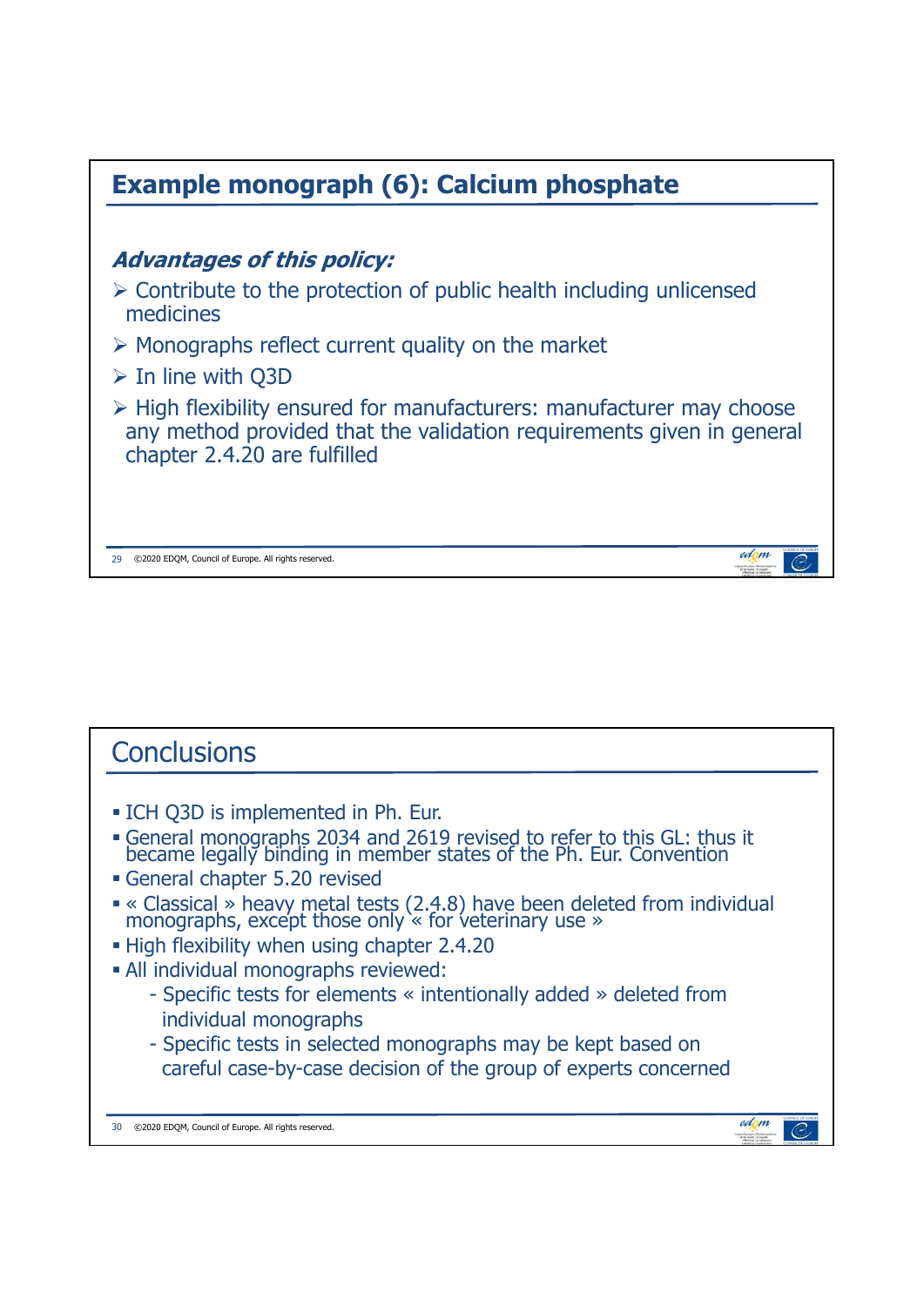## Example monograph (6): Calcium phosphate

***Advantages of this policy:***

- Contribute to the protection of public health including unlicensed medicines
- Monographs reflect current quality on the market
- In line with Q3D
- High flexibility ensured for manufacturers: manufacturer may choose any method provided that the validation requirements given in general chapter 2.4.20 are fulfilled

## Conclusions

- ICH Q3D is implemented in Ph. Eur.
- General monographs 2034 and 2619 revised to refer to this GL: thus it became legally binding in member states of the Ph. Eur. Convention
- General chapter 5.20 revised
- « Classical » heavy metal tests (2.4.8) have been deleted from individual monographs, except those only « for veterinary use »
- High flexibility when using chapter 2.4.20
- All individual monographs reviewed:
  - Specific tests for elements « intentionally added » deleted from individual monographs
  - Specific tests in selected monographs may be kept based on careful case-by-case decision of the group of experts concerned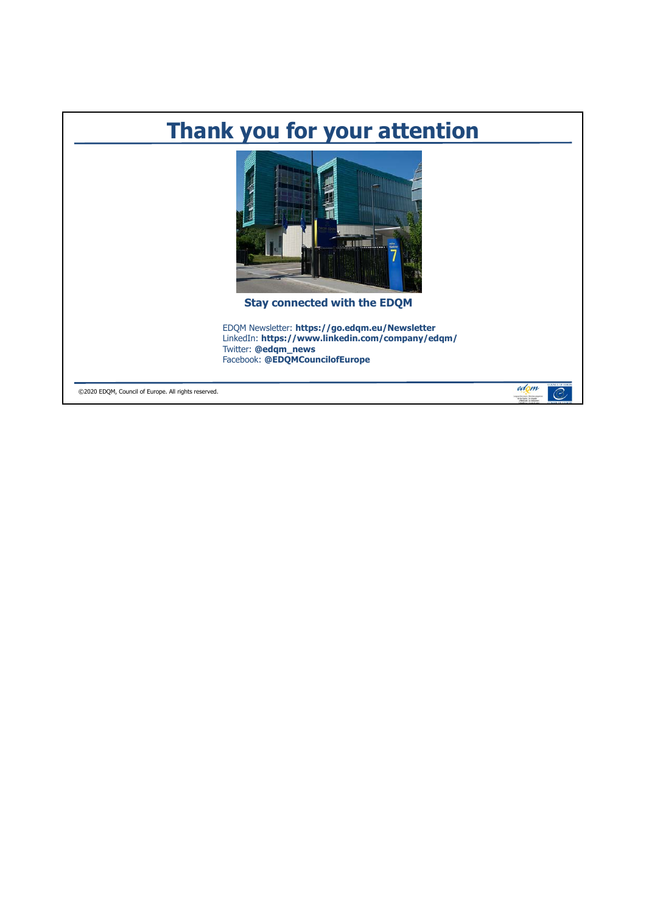# Thank you for your attention

**Stay connected with the EDQM**

EDQM Newsletter: **https://go.edqm.eu/Newsletter**
LinkedIn: **https://www.linkedin.com/company/edqm/**
Twitter: **@edqm_news**
Facebook: **@EDQMCouncilofEurope**

©2020 EDQM, Council of Europe. All rights reserved.